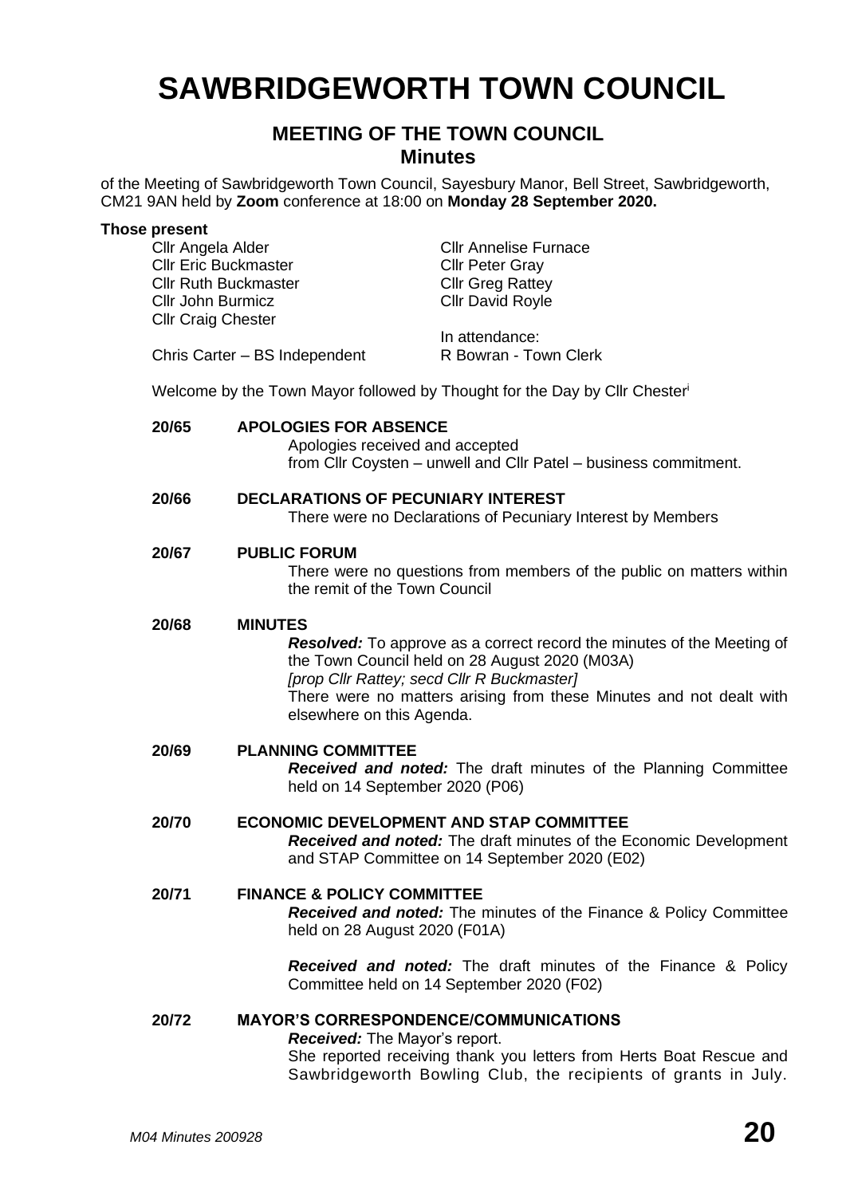# SAWBRIDGEWORTH TOWN COUNCIL

## MEETING OF THE TOWN COUNCIL
### Minutes

of the Meeting of Sawbridgeworth Town Council, Sayesbury Manor, Bell Street, Sawbridgeworth, CM21 9AN held by **Zoom** conference at 18:00 on **Monday 28 September 2020.**

**Those present**

Cllr Angela Alder
Cllr Eric Buckmaster
Cllr Ruth Buckmaster
Cllr John Burmicz
Cllr Craig Chester
Cllr Annelise Furnace
Cllr Peter Gray
Cllr Greg Rattey
Cllr David Royle

Chris Carter – BS Independent

In attendance:
R Bowran - Town Clerk

Welcome by the Town Mayor followed by Thought for the Day by Cllr Chester[i]

**20/65 APOLOGIES FOR ABSENCE**

Apologies received and accepted from Cllr Coysten – unwell and Cllr Patel – business commitment.

**20/66 DECLARATIONS OF PECUNIARY INTEREST**

There were no Declarations of Pecuniary Interest by Members

**20/67 PUBLIC FORUM**

There were no questions from members of the public on matters within the remit of the Town Council

**20/68 MINUTES**

***Resolved:*** To approve as a correct record the minutes of the Meeting of the Town Council held on 28 August 2020 (M03A)
*[prop Cllr Rattey; secd Cllr R Buckmaster]*
There were no matters arising from these Minutes and not dealt with elsewhere on this Agenda.

**20/69 PLANNING COMMITTEE**

***Received and noted:*** The draft minutes of the Planning Committee held on 14 September 2020 (P06)

**20/70 ECONOMIC DEVELOPMENT AND STAP COMMITTEE**

***Received and noted:*** The draft minutes of the Economic Development and STAP Committee on 14 September 2020 (E02)

**20/71 FINANCE & POLICY COMMITTEE**

***Received and noted:*** The minutes of the Finance & Policy Committee held on 28 August 2020 (F01A)

***Received and noted:*** The draft minutes of the Finance & Policy Committee held on 14 September 2020 (F02)

**20/72 MAYOR'S CORRESPONDENCE/COMMUNICATIONS**

***Received:*** The Mayor's report.
She reported receiving thank you letters from Herts Boat Rescue and Sawbridgeworth Bowling Club, the recipients of grants in July.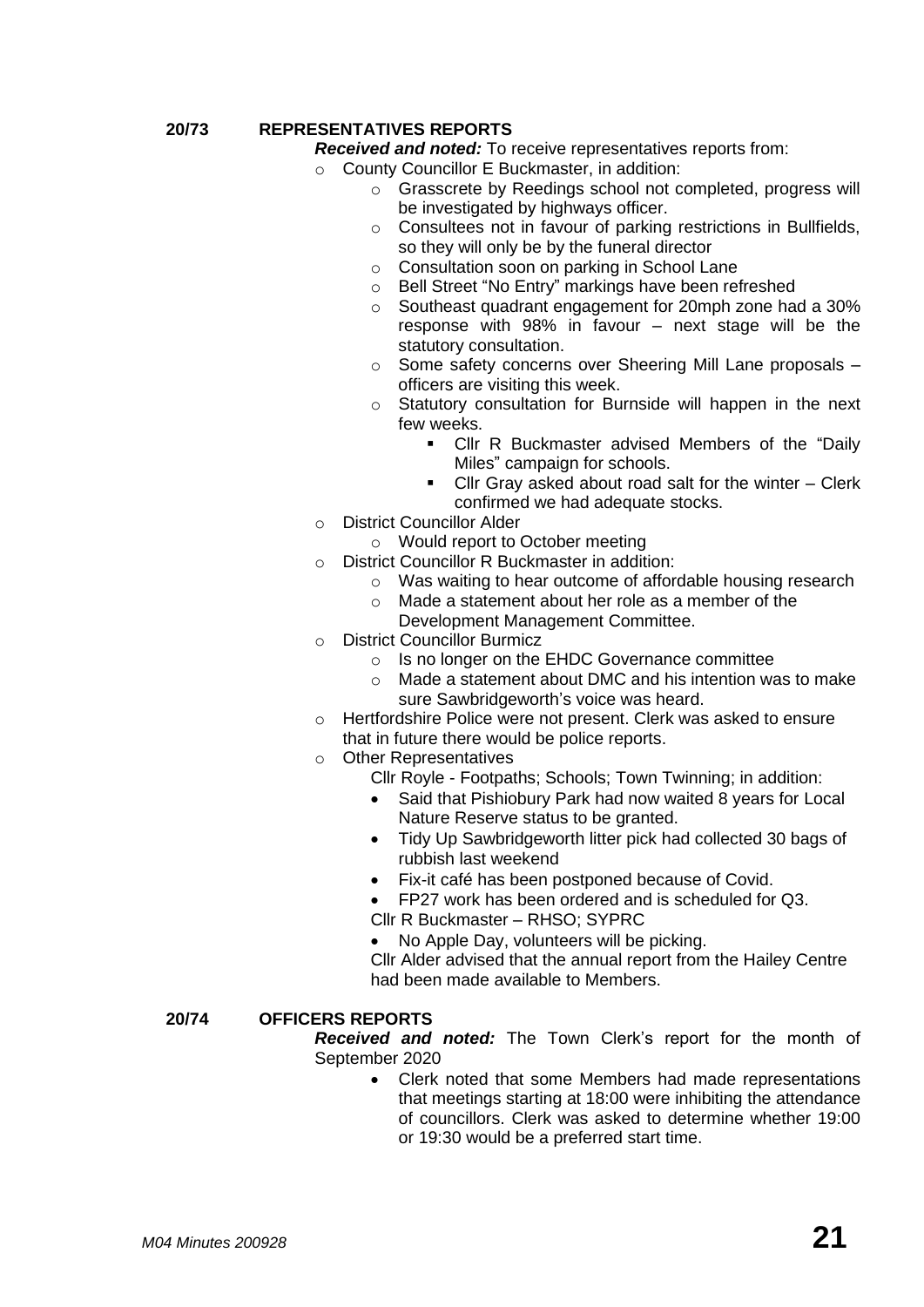**20/73 REPRESENTATIVES REPORTS**

***Received and noted:*** To receive representatives reports from:

- County Councillor E Buckmaster, in addition:
  - Grasscrete by Reedings school not completed, progress will be investigated by highways officer.
  - Consultees not in favour of parking restrictions in Bullfields, so they will only be by the funeral director
  - Consultation soon on parking in School Lane
  - Bell Street "No Entry" markings have been refreshed
  - Southeast quadrant engagement for 20mph zone had a 30% response with 98% in favour – next stage will be the statutory consultation.
  - Some safety concerns over Sheering Mill Lane proposals – officers are visiting this week.
  - Statutory consultation for Burnside will happen in the next few weeks.
    - Cllr R Buckmaster advised Members of the "Daily Miles" campaign for schools.
    - Cllr Gray asked about road salt for the winter – Clerk confirmed we had adequate stocks.
- District Councillor Alder
  - Would report to October meeting
- District Councillor R Buckmaster in addition:
  - Was waiting to hear outcome of affordable housing research
  - Made a statement about her role as a member of the Development Management Committee.
- District Councillor Burmicz
  - Is no longer on the EHDC Governance committee
  - Made a statement about DMC and his intention was to make sure Sawbridgeworth's voice was heard.
- Hertfordshire Police were not present. Clerk was asked to ensure that in future there would be police reports.
- Other Representatives

  Cllr Royle - Footpaths; Schools; Town Twinning; in addition:

  - Said that Pishiobury Park had now waited 8 years for Local Nature Reserve status to be granted.
  - Tidy Up Sawbridgeworth litter pick had collected 30 bags of rubbish last weekend
  - Fix-it café has been postponed because of Covid.
  - FP27 work has been ordered and is scheduled for Q3.

  Cllr R Buckmaster – RHSO; SYPRC

  - No Apple Day, volunteers will be picking.

  Cllr Alder advised that the annual report from the Hailey Centre had been made available to Members.

**20/74 OFFICERS REPORTS**

***Received and noted:*** The Town Clerk's report for the month of September 2020

- Clerk noted that some Members had made representations that meetings starting at 18:00 were inhibiting the attendance of councillors. Clerk was asked to determine whether 19:00 or 19:30 would be a preferred start time.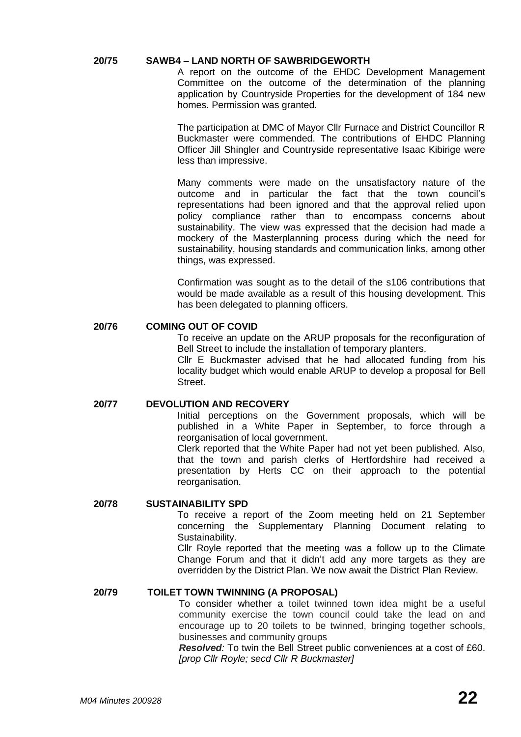**20/75 SAWB4 – LAND NORTH OF SAWBRIDGEWORTH**

A report on the outcome of the EHDC Development Management Committee on the outcome of the determination of the planning application by Countryside Properties for the development of 184 new homes. Permission was granted.

The participation at DMC of Mayor Cllr Furnace and District Councillor R Buckmaster were commended. The contributions of EHDC Planning Officer Jill Shingler and Countryside representative Isaac Kibirige were less than impressive.

Many comments were made on the unsatisfactory nature of the outcome and in particular the fact that the town council's representations had been ignored and that the approval relied upon policy compliance rather than to encompass concerns about sustainability. The view was expressed that the decision had made a mockery of the Masterplanning process during which the need for sustainability, housing standards and communication links, among other things, was expressed.

Confirmation was sought as to the detail of the s106 contributions that would be made available as a result of this housing development. This has been delegated to planning officers.

**20/76 COMING OUT OF COVID**

To receive an update on the ARUP proposals for the reconfiguration of Bell Street to include the installation of temporary planters.

Cllr E Buckmaster advised that he had allocated funding from his locality budget which would enable ARUP to develop a proposal for Bell Street.

**20/77 DEVOLUTION AND RECOVERY**

Initial perceptions on the Government proposals, which will be published in a White Paper in September, to force through a reorganisation of local government.

Clerk reported that the White Paper had not yet been published. Also, that the town and parish clerks of Hertfordshire had received a presentation by Herts CC on their approach to the potential reorganisation.

**20/78 SUSTAINABILITY SPD**

To receive a report of the Zoom meeting held on 21 September concerning the Supplementary Planning Document relating to Sustainability.

Cllr Royle reported that the meeting was a follow up to the Climate Change Forum and that it didn't add any more targets as they are overridden by the District Plan. We now await the District Plan Review.

**20/79 TOILET TOWN TWINNING (A PROPOSAL)**

To consider whether a toilet twinned town idea might be a useful community exercise the town council could take the lead on and encourage up to 20 toilets to be twinned, bringing together schools, businesses and community groups

***Resolved:*** To twin the Bell Street public conveniences at a cost of £60. *[prop Cllr Royle; secd Cllr R Buckmaster]*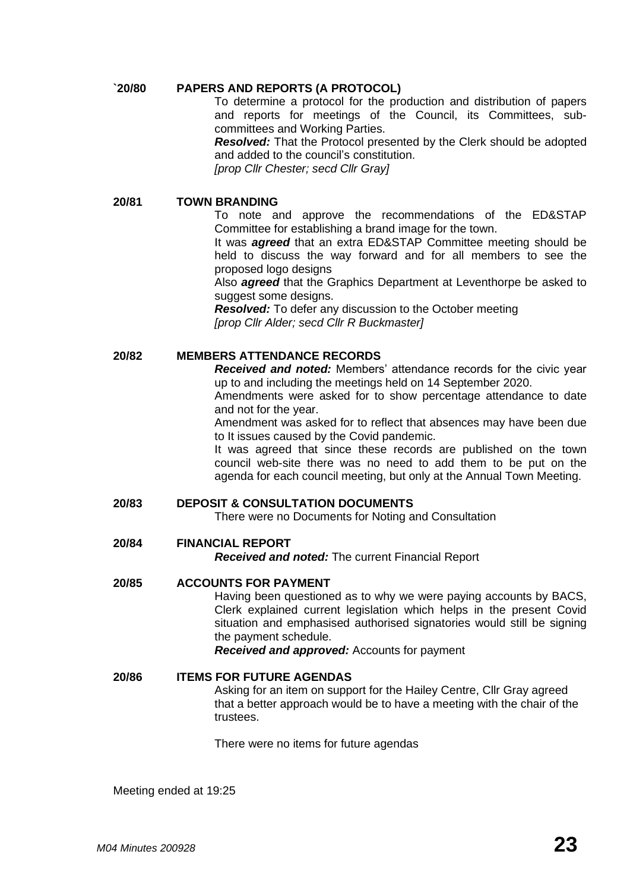**`20/80 PAPERS AND REPORTS (A PROTOCOL)**

To determine a protocol for the production and distribution of papers and reports for meetings of the Council, its Committees, sub-committees and Working Parties.

***Resolved:*** That the Protocol presented by the Clerk should be adopted and added to the council's constitution.

*[prop Cllr Chester; secd Cllr Gray]*

**20/81 TOWN BRANDING**

To note and approve the recommendations of the ED&STAP Committee for establishing a brand image for the town.

It was ***agreed*** that an extra ED&STAP Committee meeting should be held to discuss the way forward and for all members to see the proposed logo designs

Also ***agreed*** that the Graphics Department at Leventhorpe be asked to suggest some designs.

***Resolved:*** To defer any discussion to the October meeting

*[prop Cllr Alder; secd Cllr R Buckmaster]*

**20/82 MEMBERS ATTENDANCE RECORDS**

***Received and noted:*** Members' attendance records for the civic year up to and including the meetings held on 14 September 2020.

Amendments were asked for to show percentage attendance to date and not for the year.

Amendment was asked for to reflect that absences may have been due to It issues caused by the Covid pandemic.

It was agreed that since these records are published on the town council web-site there was no need to add them to be put on the agenda for each council meeting, but only at the Annual Town Meeting.

**20/83 DEPOSIT & CONSULTATION DOCUMENTS**

There were no Documents for Noting and Consultation

**20/84 FINANCIAL REPORT**

***Received and noted:*** The current Financial Report

**20/85 ACCOUNTS FOR PAYMENT**

Having been questioned as to why we were paying accounts by BACS, Clerk explained current legislation which helps in the present Covid situation and emphasised authorised signatories would still be signing the payment schedule.

***Received and approved:*** Accounts for payment

**20/86 ITEMS FOR FUTURE AGENDAS**

Asking for an item on support for the Hailey Centre, Cllr Gray agreed that a better approach would be to have a meeting with the chair of the trustees.

There were no items for future agendas

Meeting ended at 19:25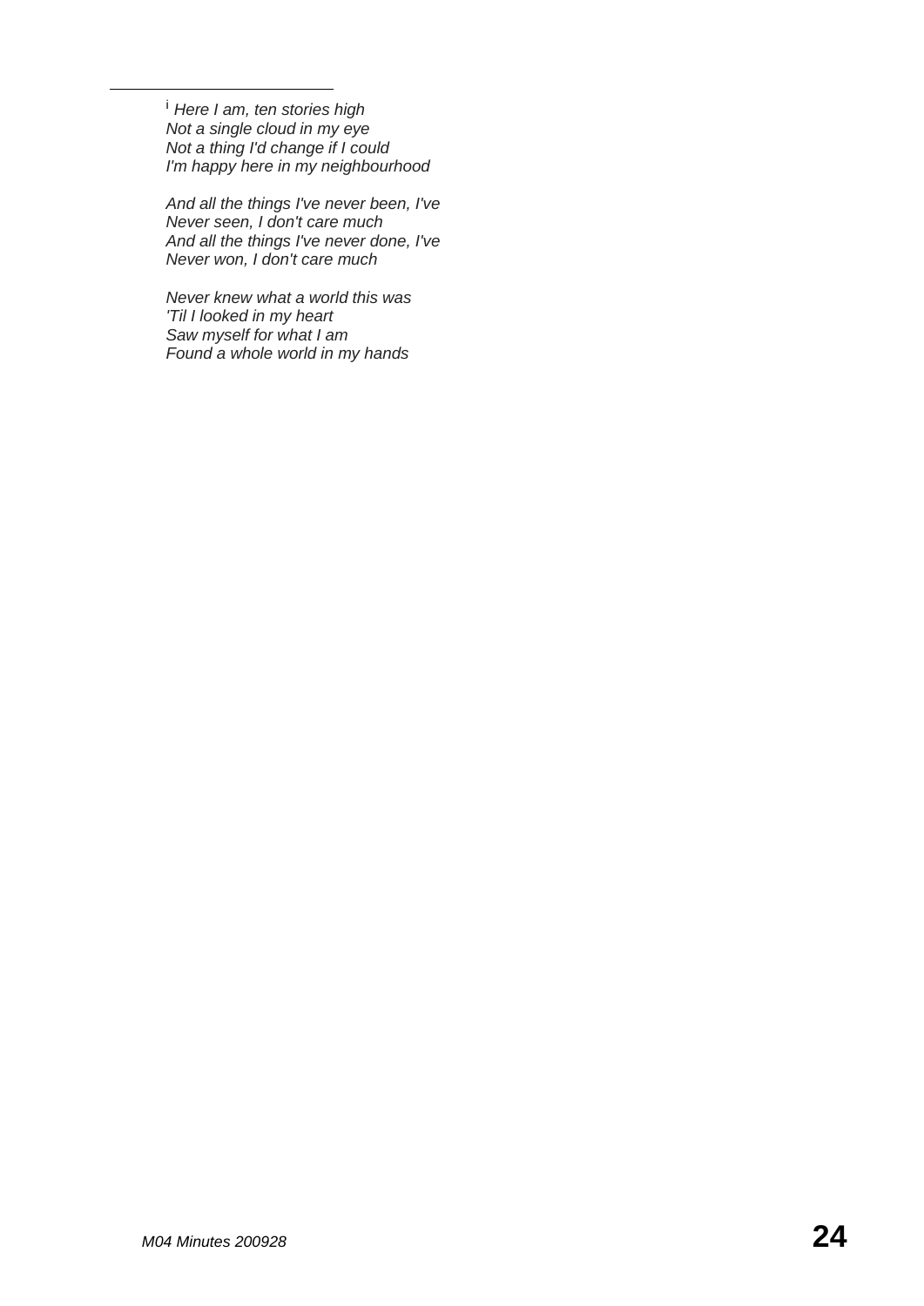[i] *Here I am, ten stories high*
*Not a single cloud in my eye*
*Not a thing I'd change if I could*
*I'm happy here in my neighbourhood*

*And all the things I've never been, I've*
*Never seen, I don't care much*
*And all the things I've never done, I've*
*Never won, I don't care much*

*Never knew what a world this was*
*'Til I looked in my heart*
*Saw myself for what I am*
*Found a whole world in my hands*